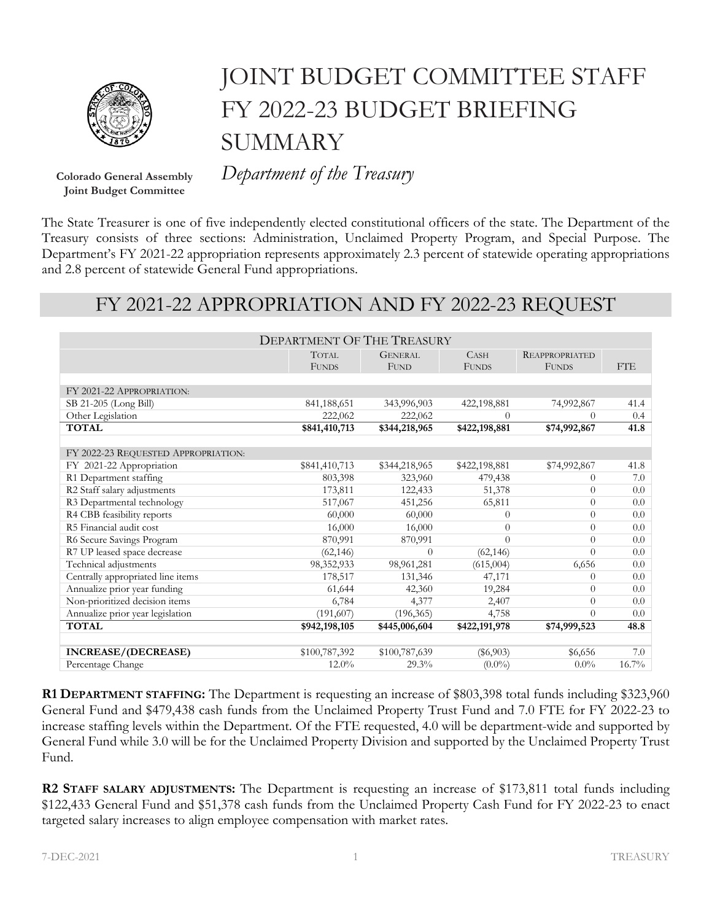# JOINT BUDGET COMMITTEE STAFF FY 2022-23 BUDGET BRIEFING SUMMARY

*Department of the Treasury*

**Colorado General Assembly**
**Joint Budget Committee**

The State Treasurer is one of five independently elected constitutional officers of the state. The Department of the Treasury consists of three sections: Administration, Unclaimed Property Program, and Special Purpose. The Department's FY 2021-22 appropriation represents approximately 2.3 percent of statewide operating appropriations and 2.8 percent of statewide General Fund appropriations.

## FY 2021-22 APPROPRIATION AND FY 2022-23 REQUEST

| DEPARTMENT OF THE TREASURY | | | | | |
|---|---|---|---|---|---|
| | TOTAL FUNDS | GENERAL FUND | CASH FUNDS | REAPPROPRIATED FUNDS | FTE |
| FY 2021-22 APPROPRIATION: | | | | | |
| SB 21-205 (Long Bill) | 841,188,651 | 343,996,903 | 422,198,881 | 74,992,867 | 41.4 |
| Other Legislation | 222,062 | 222,062 | 0 | 0 | 0.4 |
| **TOTAL** | **$841,410,713** | **$344,218,965** | **$422,198,881** | **$74,992,867** | **41.8** |
| FY 2022-23 REQUESTED APPROPRIATION: | | | | | |
| FY 2021-22 Appropriation | $841,410,713 | $344,218,965 | $422,198,881 | $74,992,867 | 41.8 |
| R1 Department staffing | 803,398 | 323,960 | 479,438 | 0 | 7.0 |
| R2 Staff salary adjustments | 173,811 | 122,433 | 51,378 | 0 | 0.0 |
| R3 Departmental technology | 517,067 | 451,256 | 65,811 | 0 | 0.0 |
| R4 CBB feasibility reports | 60,000 | 60,000 | 0 | 0 | 0.0 |
| R5 Financial audit cost | 16,000 | 16,000 | 0 | 0 | 0.0 |
| R6 Secure Savings Program | 870,991 | 870,991 | 0 | 0 | 0.0 |
| R7 UP leased space decrease | (62,146) | 0 | (62,146) | 0 | 0.0 |
| Technical adjustments | 98,352,933 | 98,961,281 | (615,004) | 6,656 | 0.0 |
| Centrally appropriated line items | 178,517 | 131,346 | 47,171 | 0 | 0.0 |
| Annualize prior year funding | 61,644 | 42,360 | 19,284 | 0 | 0.0 |
| Non-prioritized decision items | 6,784 | 4,377 | 2,407 | 0 | 0.0 |
| Annualize prior year legislation | (191,607) | (196,365) | 4,758 | 0 | 0.0 |
| **TOTAL** | **$942,198,105** | **$445,006,604** | **$422,191,978** | **$74,999,523** | **48.8** |
| **INCREASE/(DECREASE)** | $100,787,392 | $100,787,639 | ($6,903) | $6,656 | 7.0 |
| Percentage Change | 12.0% | 29.3% | (0.0%) | 0.0% | 16.7% |

**R1 DEPARTMENT STAFFING:** The Department is requesting an increase of $803,398 total funds including $323,960 General Fund and $479,438 cash funds from the Unclaimed Property Trust Fund and 7.0 FTE for FY 2022-23 to increase staffing levels within the Department. Of the FTE requested, 4.0 will be department-wide and supported by General Fund while 3.0 will be for the Unclaimed Property Division and supported by the Unclaimed Property Trust Fund.

**R2 STAFF SALARY ADJUSTMENTS:** The Department is requesting an increase of $173,811 total funds including $122,433 General Fund and $51,378 cash funds from the Unclaimed Property Cash Fund for FY 2022-23 to enact targeted salary increases to align employee compensation with market rates.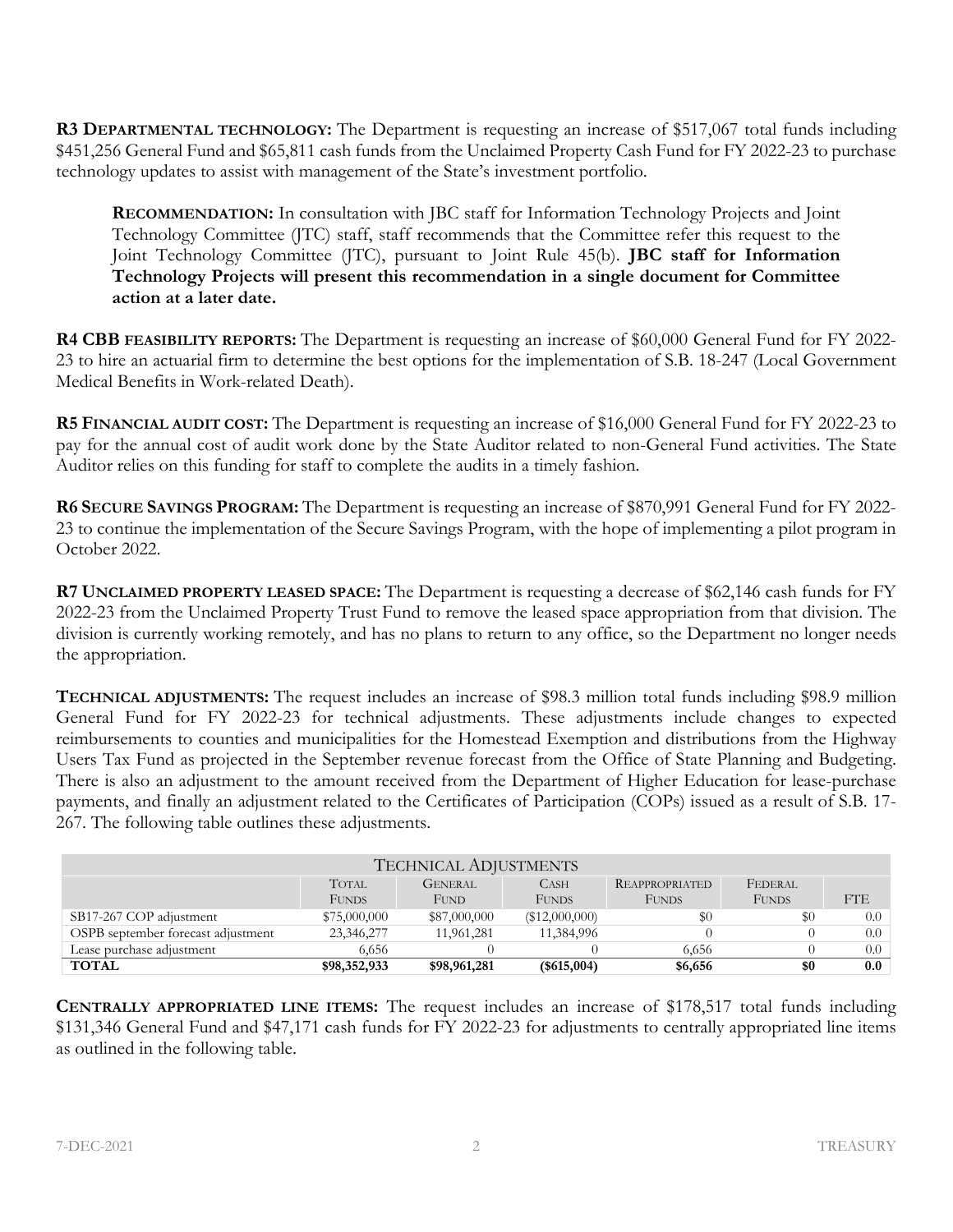**R3 DEPARTMENTAL TECHNOLOGY:** The Department is requesting an increase of $517,067 total funds including $451,256 General Fund and $65,811 cash funds from the Unclaimed Property Cash Fund for FY 2022-23 to purchase technology updates to assist with management of the State's investment portfolio.

> **RECOMMENDATION:** In consultation with JBC staff for Information Technology Projects and Joint Technology Committee (JTC) staff, staff recommends that the Committee refer this request to the Joint Technology Committee (JTC), pursuant to Joint Rule 45(b). **JBC staff for Information Technology Projects will present this recommendation in a single document for Committee action at a later date.**

**R4 CBB FEASIBILITY REPORTS:** The Department is requesting an increase of $60,000 General Fund for FY 2022-23 to hire an actuarial firm to determine the best options for the implementation of S.B. 18-247 (Local Government Medical Benefits in Work-related Death).

**R5 FINANCIAL AUDIT COST:** The Department is requesting an increase of $16,000 General Fund for FY 2022-23 to pay for the annual cost of audit work done by the State Auditor related to non-General Fund activities. The State Auditor relies on this funding for staff to complete the audits in a timely fashion.

**R6 SECURE SAVINGS PROGRAM:** The Department is requesting an increase of $870,991 General Fund for FY 2022-23 to continue the implementation of the Secure Savings Program, with the hope of implementing a pilot program in October 2022.

**R7 UNCLAIMED PROPERTY LEASED SPACE:** The Department is requesting a decrease of $62,146 cash funds for FY 2022-23 from the Unclaimed Property Trust Fund to remove the leased space appropriation from that division. The division is currently working remotely, and has no plans to return to any office, so the Department no longer needs the appropriation.

**TECHNICAL ADJUSTMENTS:** The request includes an increase of $98.3 million total funds including $98.9 million General Fund for FY 2022-23 for technical adjustments. These adjustments include changes to expected reimbursements to counties and municipalities for the Homestead Exemption and distributions from the Highway Users Tax Fund as projected in the September revenue forecast from the Office of State Planning and Budgeting. There is also an adjustment to the amount received from the Department of Higher Education for lease-purchase payments, and finally an adjustment related to the Certificates of Participation (COPs) issued as a result of S.B. 17-267. The following table outlines these adjustments.

| TECHNICAL ADJUSTMENTS | | | | | | |
|---|---|---|---|---|---|---|
| | TOTAL FUNDS | GENERAL FUND | CASH FUNDS | REAPPROPRIATED FUNDS | FEDERAL FUNDS | FTE |
| SB17-267 COP adjustment | $75,000,000 | $87,000,000 | ($12,000,000) | $0 | $0 | 0.0 |
| OSPB september forecast adjustment | 23,346,277 | 11,961,281 | 11,384,996 | 0 | 0 | 0.0 |
| Lease purchase adjustment | 6,656 | 0 | 0 | 6,656 | 0 | 0.0 |
| **TOTAL** | **$98,352,933** | **$98,961,281** | **($615,004)** | **$6,656** | **$0** | **0.0** |

**CENTRALLY APPROPRIATED LINE ITEMS:** The request includes an increase of $178,517 total funds including $131,346 General Fund and $47,171 cash funds for FY 2022-23 for adjustments to centrally appropriated line items as outlined in the following table.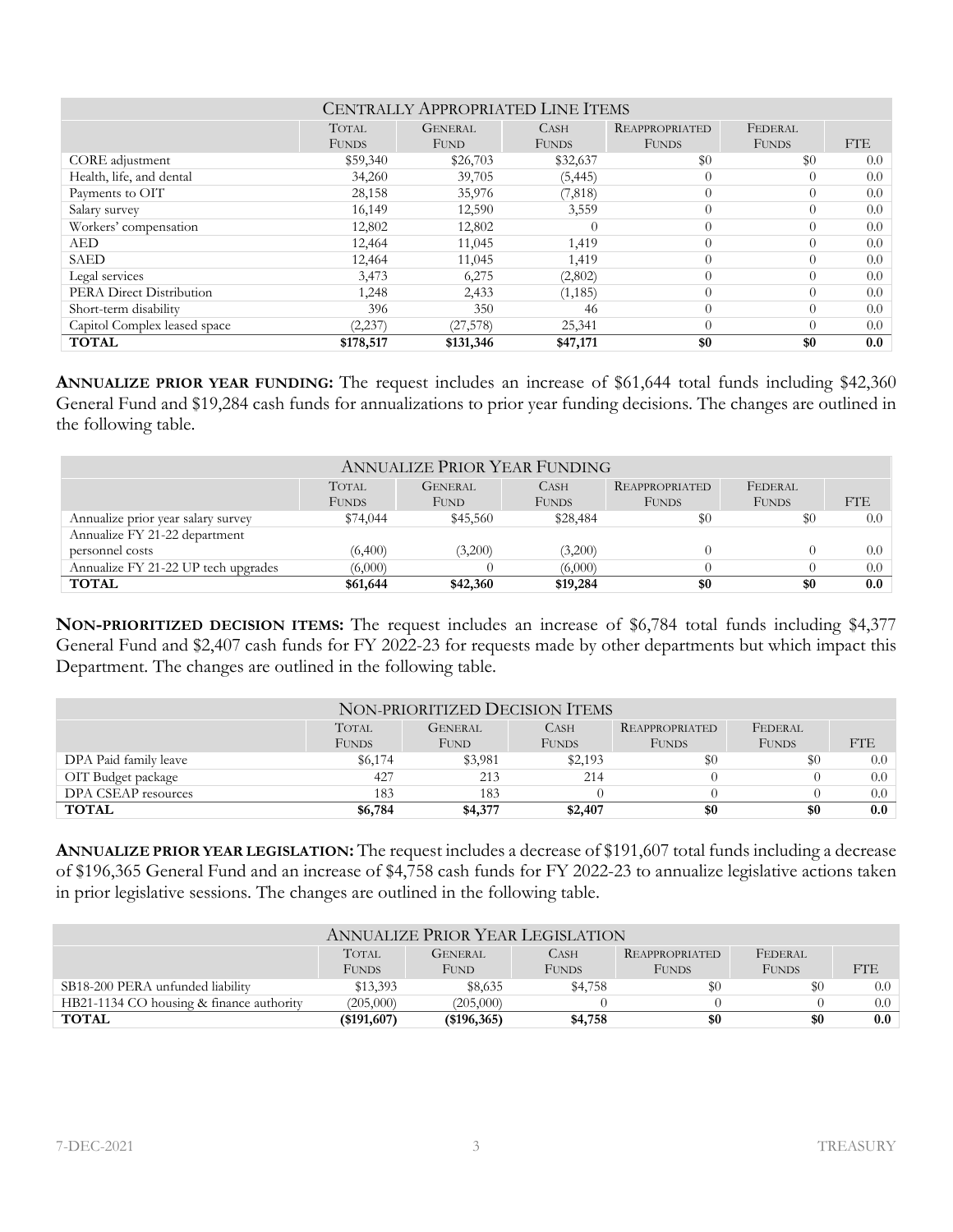| Centrally Appropriated Line Items | | | | | | |
|---|---|---|---|---|---|---|
| | Total Funds | General Fund | Cash Funds | Reappropriated Funds | Federal Funds | FTE |
| CORE adjustment | $59,340 | $26,703 | $32,637 | $0 | $0 | 0.0 |
| Health, life, and dental | 34,260 | 39,705 | (5,445) | 0 | 0 | 0.0 |
| Payments to OIT | 28,158 | 35,976 | (7,818) | 0 | 0 | 0.0 |
| Salary survey | 16,149 | 12,590 | 3,559 | 0 | 0 | 0.0 |
| Workers' compensation | 12,802 | 12,802 | 0 | 0 | 0 | 0.0 |
| AED | 12,464 | 11,045 | 1,419 | 0 | 0 | 0.0 |
| SAED | 12,464 | 11,045 | 1,419 | 0 | 0 | 0.0 |
| Legal services | 3,473 | 6,275 | (2,802) | 0 | 0 | 0.0 |
| PERA Direct Distribution | 1,248 | 2,433 | (1,185) | 0 | 0 | 0.0 |
| Short-term disability | 396 | 350 | 46 | 0 | 0 | 0.0 |
| Capitol Complex leased space | (2,237) | (27,578) | 25,341 | 0 | 0 | 0.0 |
| **TOTAL** | **$178,517** | **$131,346** | **$47,171** | **$0** | **$0** | **0.0** |

**Annualize prior year funding:** The request includes an increase of $61,644 total funds including $42,360 General Fund and $19,284 cash funds for annualizations to prior year funding decisions. The changes are outlined in the following table.

| Annualize Prior Year Funding | | | | | | |
|---|---|---|---|---|---|---|
| | Total Funds | General Fund | Cash Funds | Reappropriated Funds | Federal Funds | FTE |
| Annualize prior year salary survey | $74,044 | $45,560 | $28,484 | $0 | $0 | 0.0 |
| Annualize FY 21-22 department personnel costs | (6,400) | (3,200) | (3,200) | 0 | 0 | 0.0 |
| Annualize FY 21-22 UP tech upgrades | (6,000) | 0 | (6,000) | 0 | 0 | 0.0 |
| **TOTAL** | **$61,644** | **$42,360** | **$19,284** | **$0** | **$0** | **0.0** |

**Non-prioritized decision items:** The request includes an increase of $6,784 total funds including $4,377 General Fund and $2,407 cash funds for FY 2022-23 for requests made by other departments but which impact this Department. The changes are outlined in the following table.

| Non-prioritized Decision Items | | | | | | |
|---|---|---|---|---|---|---|
| | Total Funds | General Fund | Cash Funds | Reappropriated Funds | Federal Funds | FTE |
| DPA Paid family leave | $6,174 | $3,981 | $2,193 | $0 | $0 | 0.0 |
| OIT Budget package | 427 | 213 | 214 | 0 | 0 | 0.0 |
| DPA CSEAP resources | 183 | 183 | 0 | 0 | 0 | 0.0 |
| **TOTAL** | **$6,784** | **$4,377** | **$2,407** | **$0** | **$0** | **0.0** |

**Annualize prior year legislation:** The request includes a decrease of $191,607 total funds including a decrease of $196,365 General Fund and an increase of $4,758 cash funds for FY 2022-23 to annualize legislative actions taken in prior legislative sessions. The changes are outlined in the following table.

| Annualize Prior Year Legislation | | | | | | |
|---|---|---|---|---|---|---|
| | Total Funds | General Fund | Cash Funds | Reappropriated Funds | Federal Funds | FTE |
| SB18-200 PERA unfunded liability | $13,393 | $8,635 | $4,758 | $0 | $0 | 0.0 |
| HB21-1134 CO housing & finance authority | (205,000) | (205,000) | 0 | 0 | 0 | 0.0 |
| **TOTAL** | **($191,607)** | **($196,365)** | **$4,758** | **$0** | **$0** | **0.0** |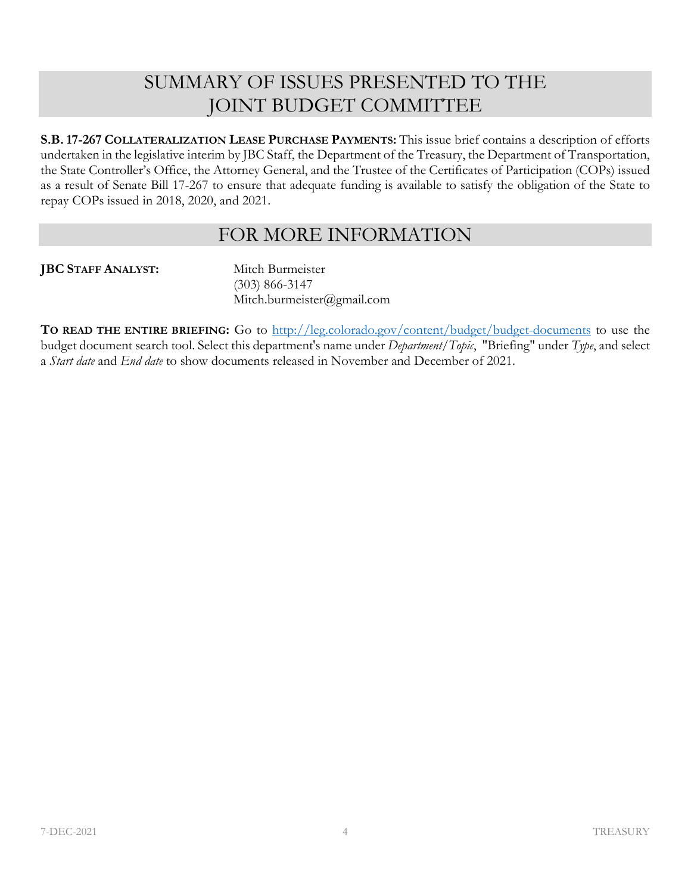# SUMMARY OF ISSUES PRESENTED TO THE JOINT BUDGET COMMITTEE

**S.B. 17-267 COLLATERALIZATION LEASE PURCHASE PAYMENTS:** This issue brief contains a description of efforts undertaken in the legislative interim by JBC Staff, the Department of the Treasury, the Department of Transportation, the State Controller's Office, the Attorney General, and the Trustee of the Certificates of Participation (COPs) issued as a result of Senate Bill 17-267 to ensure that adequate funding is available to satisfy the obligation of the State to repay COPs issued in 2018, 2020, and 2021.

# FOR MORE INFORMATION

**JBC STAFF ANALYST:** Mitch Burmeister
(303) 866-3147
Mitch.burmeister@gmail.com

**TO READ THE ENTIRE BRIEFING:** Go to http://leg.colorado.gov/content/budget/budget-documents to use the budget document search tool. Select this department's name under *Department/Topic*, "Briefing" under *Type*, and select a *Start date* and *End date* to show documents released in November and December of 2021.